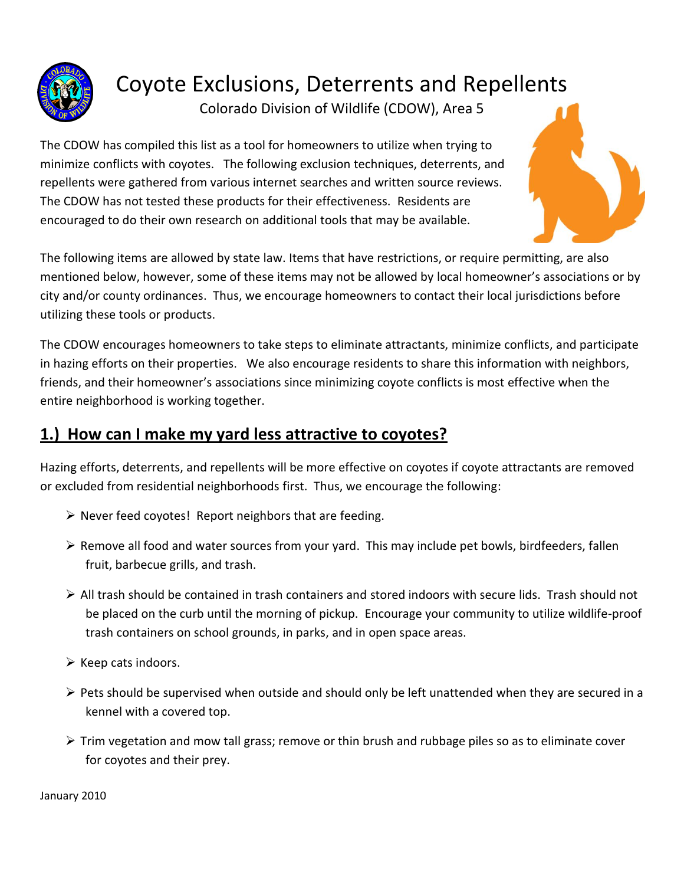# Coyote Exclusions, Deterrents and Repellents

Colorado Division of Wildlife (CDOW), Area 5

The CDOW has compiled this list as a tool for homeowners to utilize when trying to minimize conflicts with coyotes. The following exclusion techniques, deterrents, and repellents were gathered from various internet searches and written source reviews. The CDOW has not tested these products for their effectiveness. Residents are encouraged to do their own research on additional tools that may be available.

The following items are allowed by state law. Items that have restrictions, or require permitting, are also mentioned below, however, some of these items may not be allowed by local homeowner's associations or by city and/or county ordinances. Thus, we encourage homeowners to contact their local jurisdictions before utilizing these tools or products.

The CDOW encourages homeowners to take steps to eliminate attractants, minimize conflicts, and participate in hazing efforts on their properties. We also encourage residents to share this information with neighbors, friends, and their homeowner's associations since minimizing coyote conflicts is most effective when the entire neighborhood is working together.

## 1.) How can I make my yard less attractive to coyotes?

Hazing efforts, deterrents, and repellents will be more effective on coyotes if coyote attractants are removed or excluded from residential neighborhoods first. Thus, we encourage the following:

- Never feed coyotes! Report neighbors that are feeding.
- Remove all food and water sources from your yard. This may include pet bowls, birdfeeders, fallen fruit, barbecue grills, and trash.
- All trash should be contained in trash containers and stored indoors with secure lids. Trash should not be placed on the curb until the morning of pickup. Encourage your community to utilize wildlife-proof trash containers on school grounds, in parks, and in open space areas.
- Keep cats indoors.
- Pets should be supervised when outside and should only be left unattended when they are secured in a kennel with a covered top.
- Trim vegetation and mow tall grass; remove or thin brush and rubbage piles so as to eliminate cover for coyotes and their prey.

January 2010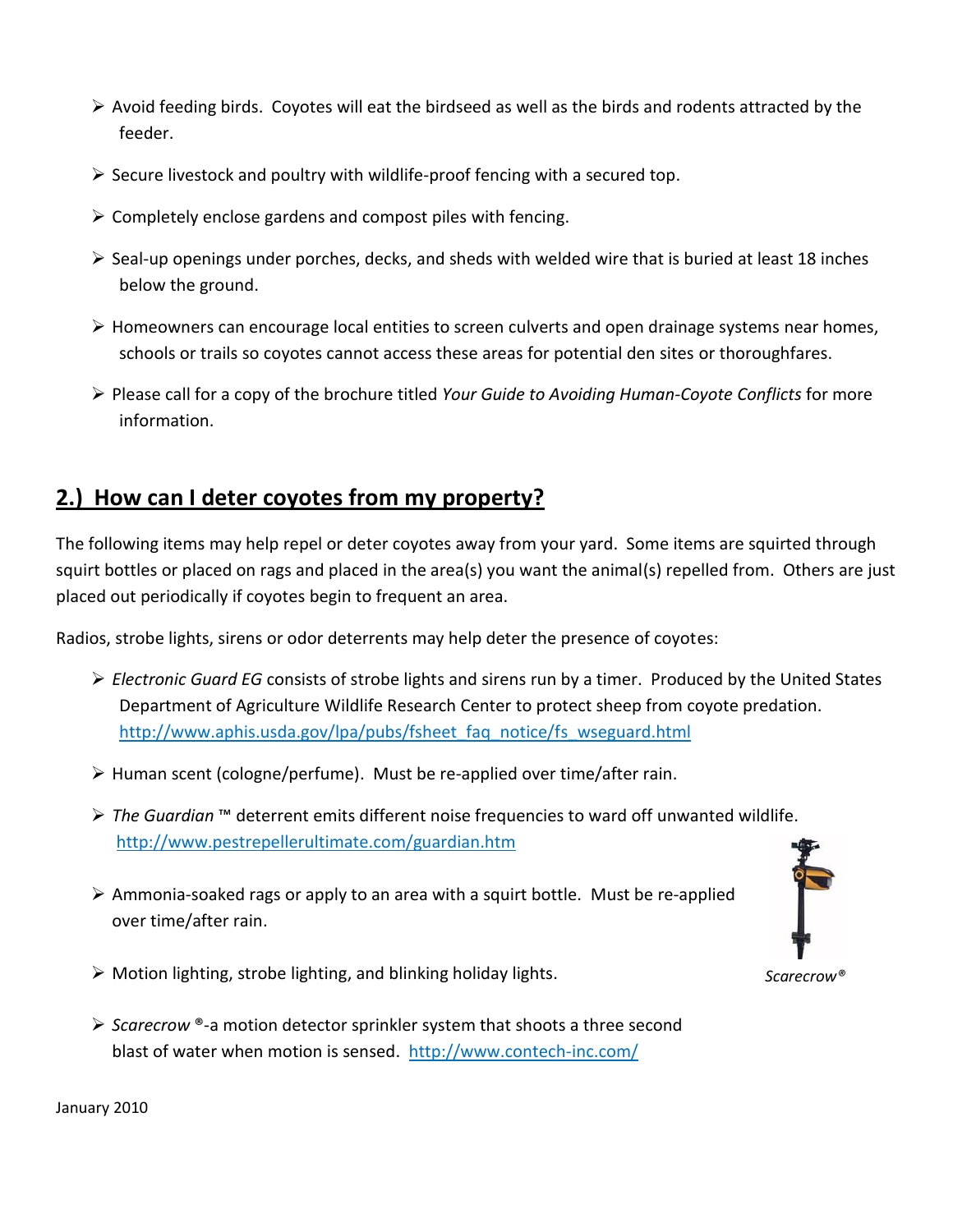- Avoid feeding birds. Coyotes will eat the birdseed as well as the birds and rodents attracted by the feeder.
- Secure livestock and poultry with wildlife-proof fencing with a secured top.
- Completely enclose gardens and compost piles with fencing.
- Seal-up openings under porches, decks, and sheds with welded wire that is buried at least 18 inches below the ground.
- Homeowners can encourage local entities to screen culverts and open drainage systems near homes, schools or trails so coyotes cannot access these areas for potential den sites or thoroughfares.
- Please call for a copy of the brochure titled *Your Guide to Avoiding Human-Coyote Conflicts* for more information.

## 2.) How can I deter coyotes from my property?

The following items may help repel or deter coyotes away from your yard. Some items are squirted through squirt bottles or placed on rags and placed in the area(s) you want the animal(s) repelled from. Others are just placed out periodically if coyotes begin to frequent an area.

Radios, strobe lights, sirens or odor deterrents may help deter the presence of coyotes:

- *Electronic Guard EG* consists of strobe lights and sirens run by a timer. Produced by the United States Department of Agriculture Wildlife Research Center to protect sheep from coyote predation. http://www.aphis.usda.gov/lpa/pubs/fsheet_faq_notice/fs_wseguard.html
- Human scent (cologne/perfume). Must be re-applied over time/after rain.
- *The Guardian* ™ deterrent emits different noise frequencies to ward off unwanted wildlife. http://www.pestrepellerultimate.com/guardian.htm
- Ammonia-soaked rags or apply to an area with a squirt bottle. Must be re-applied over time/after rain.
- Motion lighting, strobe lighting, and blinking holiday lights.
- *Scarecrow* ®-a motion detector sprinkler system that shoots a three second blast of water when motion is sensed. http://www.contech-inc.com/

*Scarecrow®*

January 2010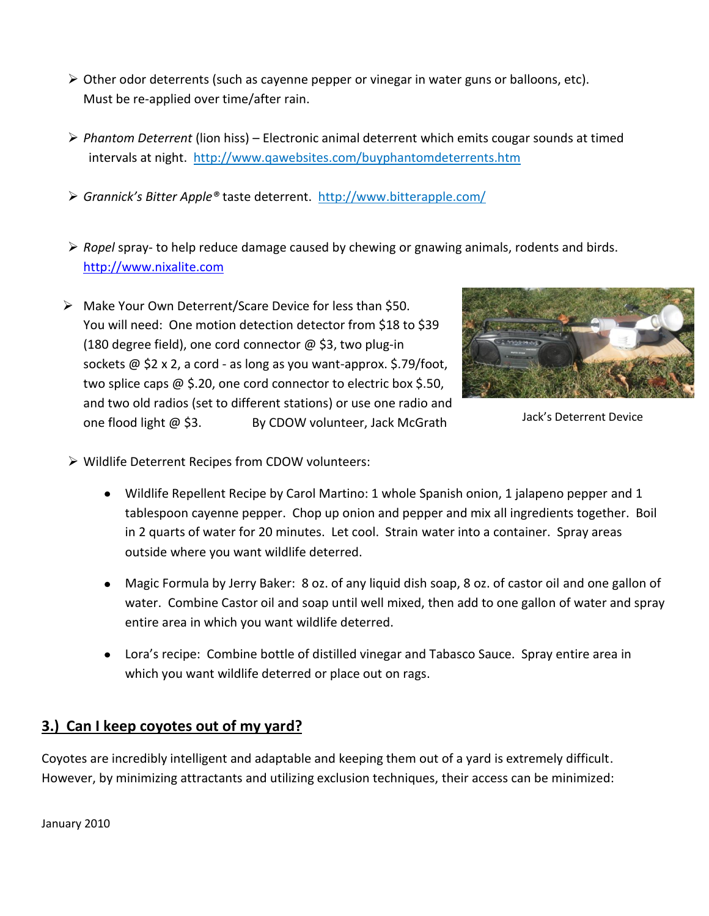- Other odor deterrents (such as cayenne pepper or vinegar in water guns or balloons, etc). Must be re-applied over time/after rain.

- *Phantom Deterrent* (lion hiss) – Electronic animal deterrent which emits cougar sounds at timed intervals at night. http://www.qawebsites.com/buyphantomdeterrents.htm

- *Grannick's Bitter Apple®* taste deterrent. http://www.bitterapple.com/

- *Ropel* spray- to help reduce damage caused by chewing or gnawing animals, rodents and birds. http://www.nixalite.com

- Make Your Own Deterrent/Scare Device for less than $50. You will need: One motion detection detector from $18 to $39 (180 degree field), one cord connector @ $3, two plug-in sockets @ $2 x 2, a cord - as long as you want-approx. $.79/foot, two splice caps @ $.20, one cord connector to electric box $.50, and two old radios (set to different stations) or use one radio and one flood light @ $3. By CDOW volunteer, Jack McGrath

  Jack's Deterrent Device

- Wildlife Deterrent Recipes from CDOW volunteers:

  - Wildlife Repellent Recipe by Carol Martino: 1 whole Spanish onion, 1 jalapeno pepper and 1 tablespoon cayenne pepper. Chop up onion and pepper and mix all ingredients together. Boil in 2 quarts of water for 20 minutes. Let cool. Strain water into a container. Spray areas outside where you want wildlife deterred.

  - Magic Formula by Jerry Baker: 8 oz. of any liquid dish soap, 8 oz. of castor oil and one gallon of water. Combine Castor oil and soap until well mixed, then add to one gallon of water and spray entire area in which you want wildlife deterred.

  - Lora's recipe: Combine bottle of distilled vinegar and Tabasco Sauce. Spray entire area in which you want wildlife deterred or place out on rags.

## 3.) Can I keep coyotes out of my yard?

Coyotes are incredibly intelligent and adaptable and keeping them out of a yard is extremely difficult. However, by minimizing attractants and utilizing exclusion techniques, their access can be minimized:

January 2010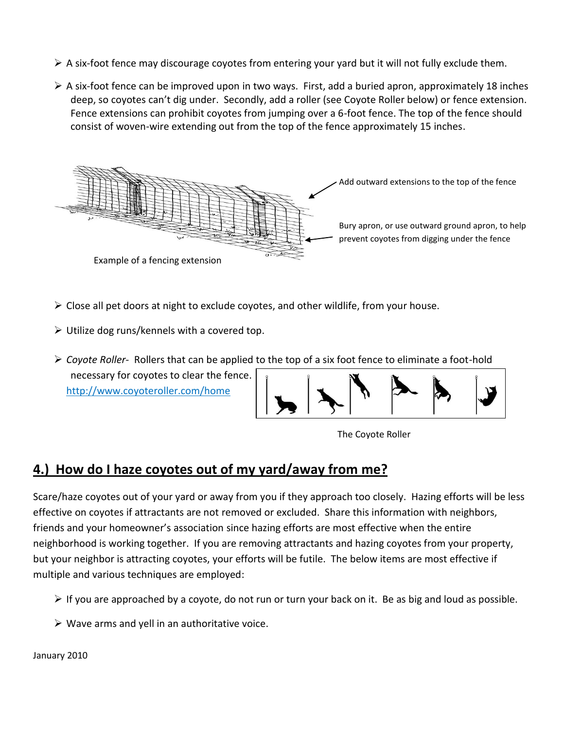- A six-foot fence may discourage coyotes from entering your yard but it will not fully exclude them.
- A six-foot fence can be improved upon in two ways. First, add a buried apron, approximately 18 inches deep, so coyotes can't dig under. Secondly, add a roller (see Coyote Roller below) or fence extension. Fence extensions can prohibit coyotes from jumping over a 6-foot fence. The top of the fence should consist of woven-wire extending out from the top of the fence approximately 15 inches.

Add outward extensions to the top of the fence

Bury apron, or use outward ground apron, to help prevent coyotes from digging under the fence

Example of a fencing extension

- Close all pet doors at night to exclude coyotes, and other wildlife, from your house.
- Utilize dog runs/kennels with a covered top.
- *Coyote Roller*- Rollers that can be applied to the top of a six foot fence to eliminate a foot-hold necessary for coyotes to clear the fence. http://www.coyoteroller.com/home

The Coyote Roller

## 4.) How do I haze coyotes out of my yard/away from me?

Scare/haze coyotes out of your yard or away from you if they approach too closely. Hazing efforts will be less effective on coyotes if attractants are not removed or excluded. Share this information with neighbors, friends and your homeowner's association since hazing efforts are most effective when the entire neighborhood is working together. If you are removing attractants and hazing coyotes from your property, but your neighbor is attracting coyotes, your efforts will be futile. The below items are most effective if multiple and various techniques are employed:

- If you are approached by a coyote, do not run or turn your back on it. Be as big and loud as possible.
- Wave arms and yell in an authoritative voice.

January 2010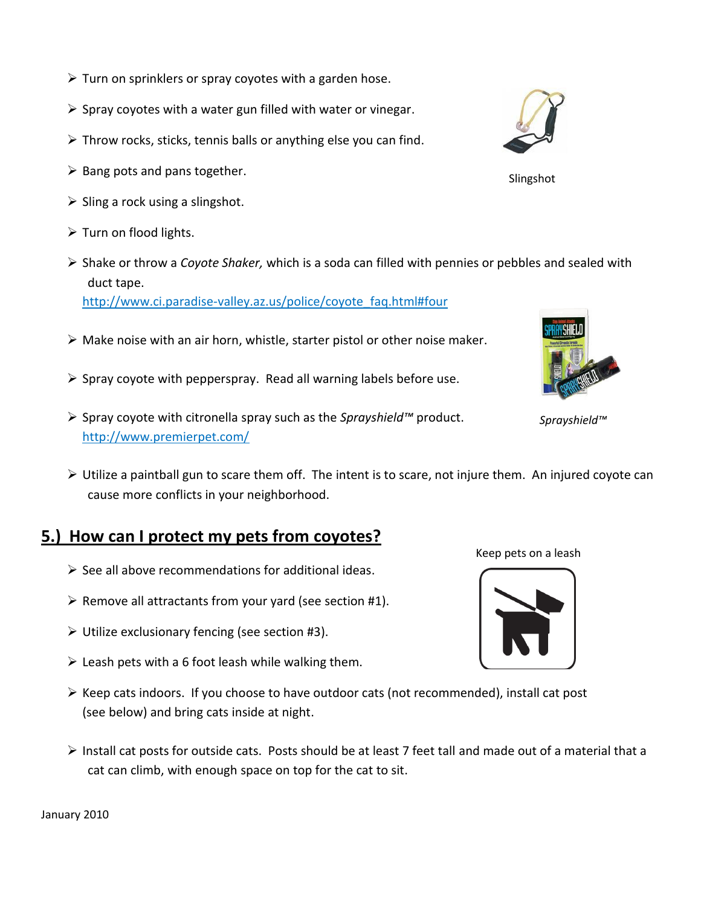- Turn on sprinklers or spray coyotes with a garden hose.
- Spray coyotes with a water gun filled with water or vinegar.
- Throw rocks, sticks, tennis balls or anything else you can find.
- Bang pots and pans together.
- Sling a rock using a slingshot.
- Turn on flood lights.
- Shake or throw a *Coyote Shaker,* which is a soda can filled with pennies or pebbles and sealed with duct tape.
  http://www.ci.paradise-valley.az.us/police/coyote_faq.html#four
- Make noise with an air horn, whistle, starter pistol or other noise maker.
- Spray coyote with pepperspray. Read all warning labels before use.
- Spray coyote with citronella spray such as the *Sprayshield™* product.
  http://www.premierpet.com/
- Utilize a paintball gun to scare them off. The intent is to scare, not injure them. An injured coyote can cause more conflicts in your neighborhood.

Slingshot

*Sprayshield™*

## 5.) How can I protect my pets from coyotes?

- See all above recommendations for additional ideas.
- Remove all attractants from your yard (see section #1).
- Utilize exclusionary fencing (see section #3).
- Leash pets with a 6 foot leash while walking them.
- Keep cats indoors. If you choose to have outdoor cats (not recommended), install cat post (see below) and bring cats inside at night.
- Install cat posts for outside cats. Posts should be at least 7 feet tall and made out of a material that a cat can climb, with enough space on top for the cat to sit.

Keep pets on a leash

January 2010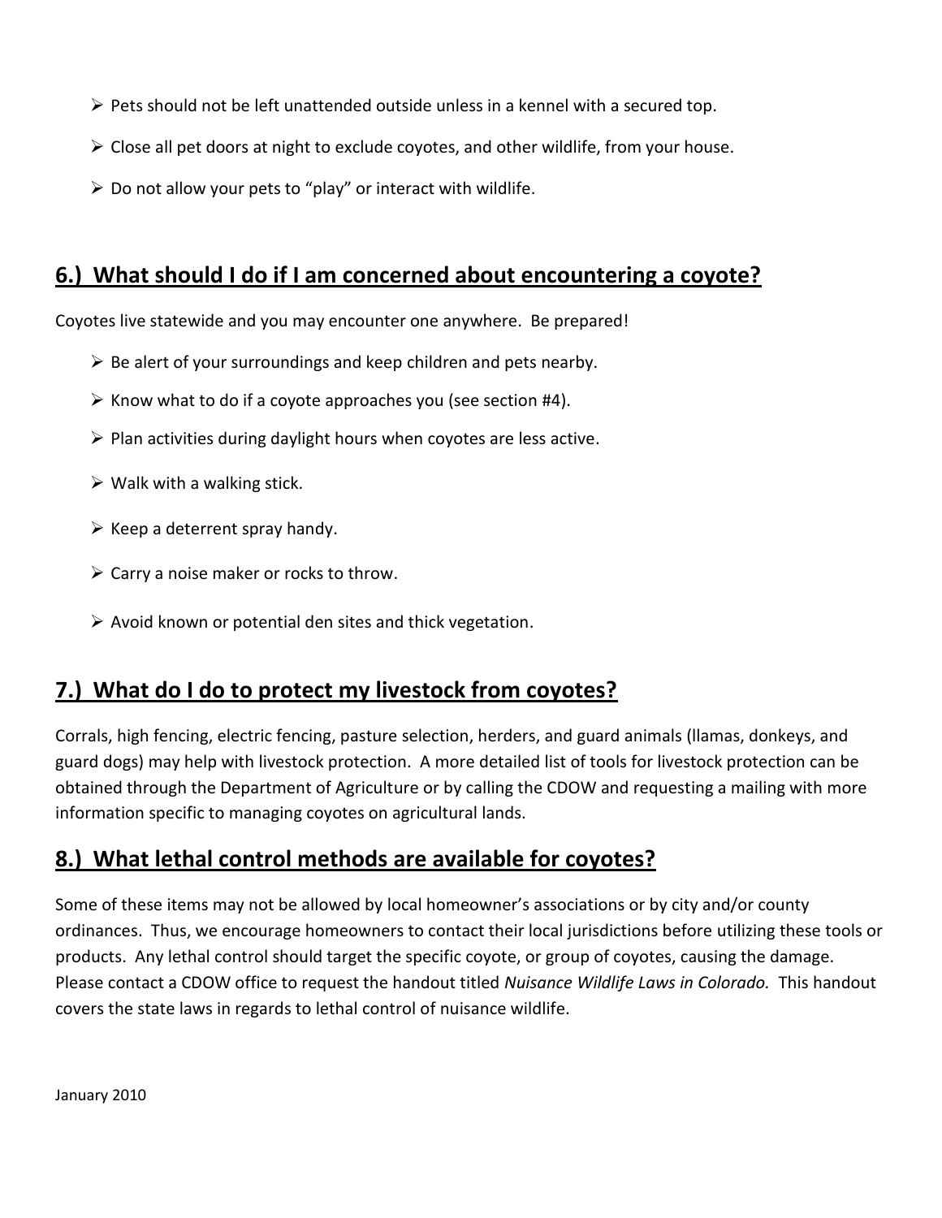- Pets should not be left unattended outside unless in a kennel with a secured top.
- Close all pet doors at night to exclude coyotes, and other wildlife, from your house.
- Do not allow your pets to "play" or interact with wildlife.

## 6.) What should I do if I am concerned about encountering a coyote?

Coyotes live statewide and you may encounter one anywhere. Be prepared!

- Be alert of your surroundings and keep children and pets nearby.
- Know what to do if a coyote approaches you (see section #4).
- Plan activities during daylight hours when coyotes are less active.
- Walk with a walking stick.
- Keep a deterrent spray handy.
- Carry a noise maker or rocks to throw.
- Avoid known or potential den sites and thick vegetation.

## 7.) What do I do to protect my livestock from coyotes?

Corrals, high fencing, electric fencing, pasture selection, herders, and guard animals (llamas, donkeys, and guard dogs) may help with livestock protection. A more detailed list of tools for livestock protection can be obtained through the Department of Agriculture or by calling the CDOW and requesting a mailing with more information specific to managing coyotes on agricultural lands.

## 8.) What lethal control methods are available for coyotes?

Some of these items may not be allowed by local homeowner's associations or by city and/or county ordinances. Thus, we encourage homeowners to contact their local jurisdictions before utilizing these tools or products. Any lethal control should target the specific coyote, or group of coyotes, causing the damage. Please contact a CDOW office to request the handout titled *Nuisance Wildlife Laws in Colorado.* This handout covers the state laws in regards to lethal control of nuisance wildlife.

January 2010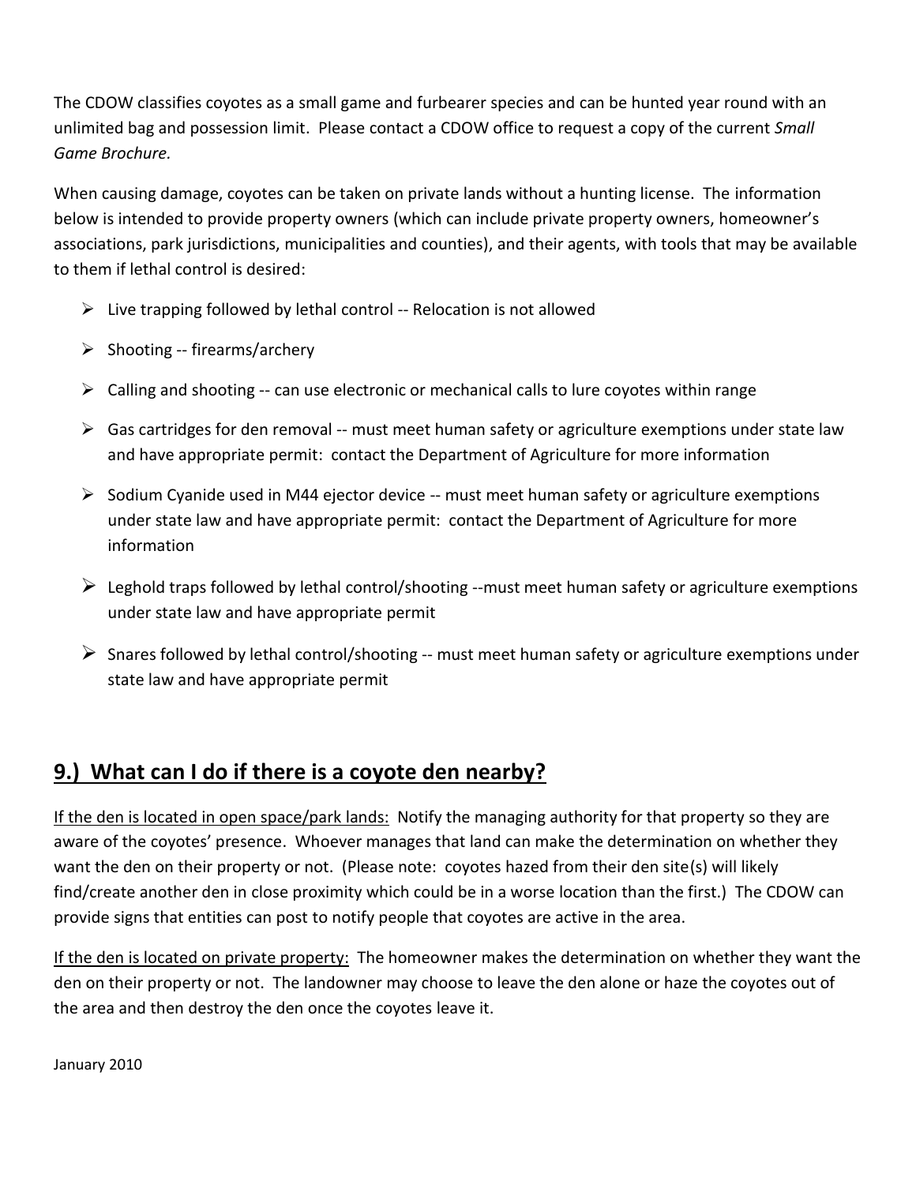The CDOW classifies coyotes as a small game and furbearer species and can be hunted year round with an unlimited bag and possession limit. Please contact a CDOW office to request a copy of the current *Small Game Brochure.*

When causing damage, coyotes can be taken on private lands without a hunting license. The information below is intended to provide property owners (which can include private property owners, homeowner's associations, park jurisdictions, municipalities and counties), and their agents, with tools that may be available to them if lethal control is desired:

- Live trapping followed by lethal control -- Relocation is not allowed
- Shooting -- firearms/archery
- Calling and shooting -- can use electronic or mechanical calls to lure coyotes within range
- Gas cartridges for den removal -- must meet human safety or agriculture exemptions under state law and have appropriate permit: contact the Department of Agriculture for more information
- Sodium Cyanide used in M44 ejector device -- must meet human safety or agriculture exemptions under state law and have appropriate permit: contact the Department of Agriculture for more information
- Leghold traps followed by lethal control/shooting --must meet human safety or agriculture exemptions under state law and have appropriate permit
- Snares followed by lethal control/shooting -- must meet human safety or agriculture exemptions under state law and have appropriate permit

## 9.) What can I do if there is a coyote den nearby?

If the den is located in open space/park lands: Notify the managing authority for that property so they are aware of the coyotes' presence. Whoever manages that land can make the determination on whether they want the den on their property or not. (Please note: coyotes hazed from their den site(s) will likely find/create another den in close proximity which could be in a worse location than the first.) The CDOW can provide signs that entities can post to notify people that coyotes are active in the area.

If the den is located on private property: The homeowner makes the determination on whether they want the den on their property or not. The landowner may choose to leave the den alone or haze the coyotes out of the area and then destroy the den once the coyotes leave it.

January 2010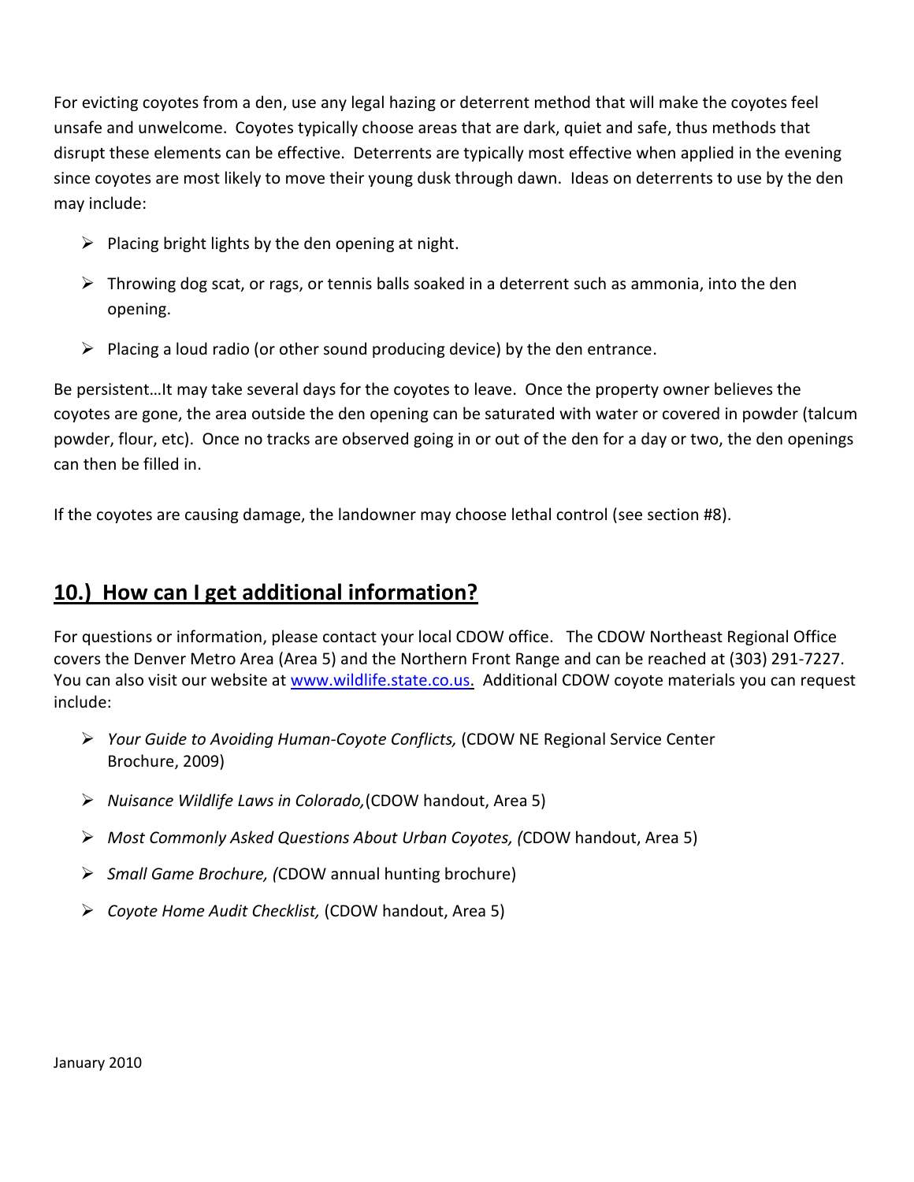For evicting coyotes from a den, use any legal hazing or deterrent method that will make the coyotes feel unsafe and unwelcome. Coyotes typically choose areas that are dark, quiet and safe, thus methods that disrupt these elements can be effective. Deterrents are typically most effective when applied in the evening since coyotes are most likely to move their young dusk through dawn. Ideas on deterrents to use by the den may include:

- Placing bright lights by the den opening at night.
- Throwing dog scat, or rags, or tennis balls soaked in a deterrent such as ammonia, into the den opening.
- Placing a loud radio (or other sound producing device) by the den entrance.

Be persistent…It may take several days for the coyotes to leave. Once the property owner believes the coyotes are gone, the area outside the den opening can be saturated with water or covered in powder (talcum powder, flour, etc). Once no tracks are observed going in or out of the den for a day or two, the den openings can then be filled in.

If the coyotes are causing damage, the landowner may choose lethal control (see section #8).

## 10.) How can I get additional information?

For questions or information, please contact your local CDOW office. The CDOW Northeast Regional Office covers the Denver Metro Area (Area 5) and the Northern Front Range and can be reached at (303) 291-7227. You can also visit our website at www.wildlife.state.co.us. Additional CDOW coyote materials you can request include:

- *Your Guide to Avoiding Human-Coyote Conflicts,* (CDOW NE Regional Service Center Brochure, 2009)
- *Nuisance Wildlife Laws in Colorado,*(CDOW handout, Area 5)
- *Most Commonly Asked Questions About Urban Coyotes, (*CDOW handout, Area 5)
- *Small Game Brochure, (*CDOW annual hunting brochure)
- *Coyote Home Audit Checklist,* (CDOW handout, Area 5)

January 2010